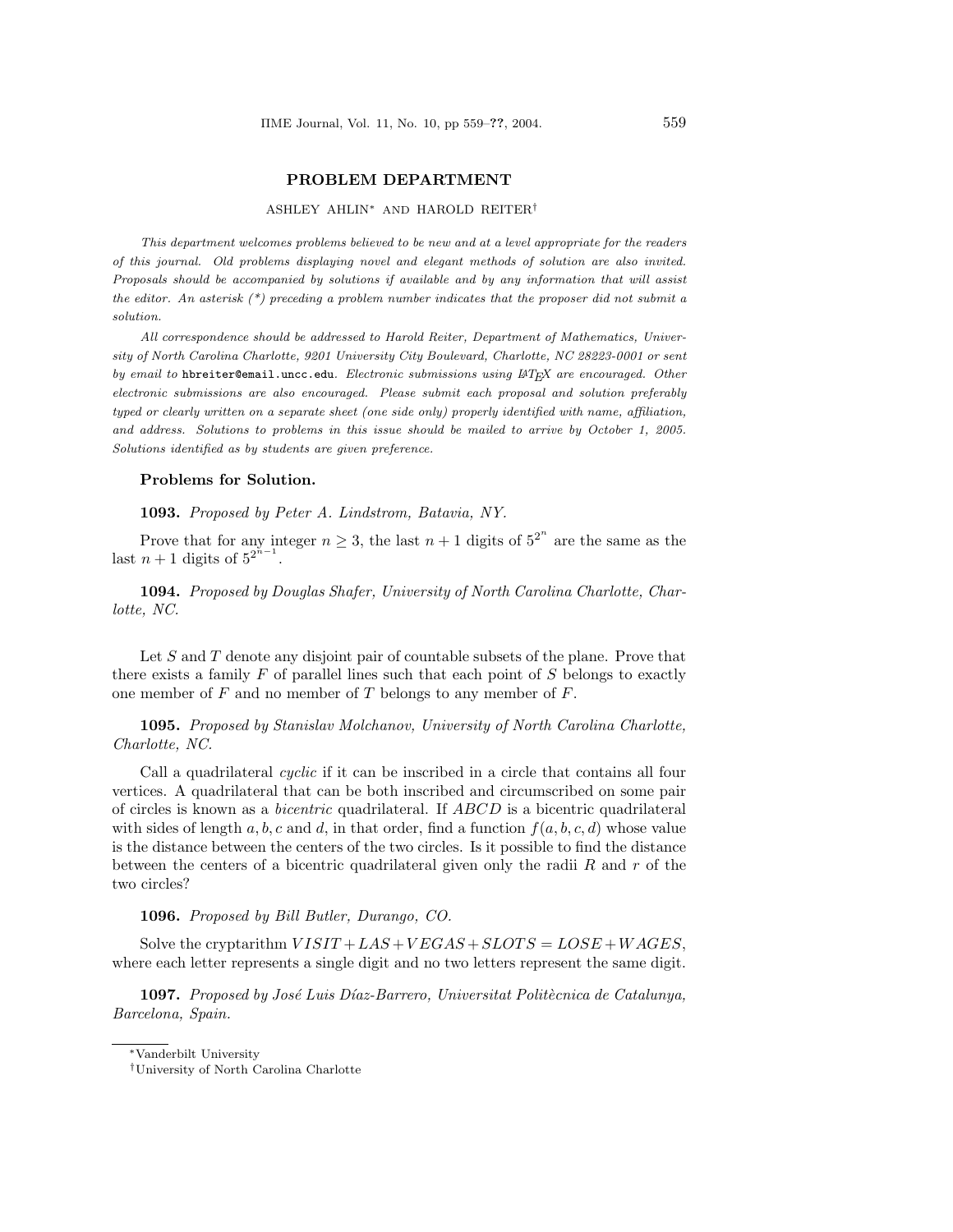# PROBLEM DEPARTMENT

ASHLEY AHLIN[*] AND HAROLD REITER[†]

*This department welcomes problems believed to be new and at a level appropriate for the readers of this journal. Old problems displaying novel and elegant methods of solution are also invited. Proposals should be accompanied by solutions if available and by any information that will assist the editor. An asterisk (*) preceding a problem number indicates that the proposer did not submit a solution.*

*All correspondence should be addressed to Harold Reiter, Department of Mathematics, University of North Carolina Charlotte, 9201 University City Boulevard, Charlotte, NC 28223-0001 or sent by email to* hbreiter@email.uncc.edu*. Electronic submissions using LaTeX are encouraged. Other electronic submissions are also encouraged. Please submit each proposal and solution preferably typed or clearly written on a separate sheet (one side only) properly identified with name, affiliation, and address. Solutions to problems in this issue should be mailed to arrive by October 1, 2005. Solutions identified as by students are given preference.*

### Problems for Solution.

**1093.** *Proposed by Peter A. Lindstrom, Batavia, NY.*

Prove that for any integer $n \geq 3$, the last $n+1$ digits of $5^{2^n}$ are the same as the last $n+1$ digits of $5^{2^{n-1}}$.

**1094.** *Proposed by Douglas Shafer, University of North Carolina Charlotte, Charlotte, NC.*

Let $S$ and $T$ denote any disjoint pair of countable subsets of the plane. Prove that there exists a family $F$ of parallel lines such that each point of $S$ belongs to exactly one member of $F$ and no member of $T$ belongs to any member of $F$.

**1095.** *Proposed by Stanislav Molchanov, University of North Carolina Charlotte, Charlotte, NC.*

Call a quadrilateral *cyclic* if it can be inscribed in a circle that contains all four vertices. A quadrilateral that can be both inscribed and circumscribed on some pair of circles is known as a *bicentric* quadrilateral. If $ABCD$ is a bicentric quadrilateral with sides of length $a, b, c$ and $d$, in that order, find a function $f(a, b, c, d)$ whose value is the distance between the centers of the two circles. Is it possible to find the distance between the centers of a bicentric quadrilateral given only the radii $R$ and $r$ of the two circles?

**1096.** *Proposed by Bill Butler, Durango, CO.*

Solve the cryptarithm $VISIT + LAS + VEGAS + SLOTS = LOSE + WAGES$, where each letter represents a single digit and no two letters represent the same digit.

**1097.** *Proposed by José Luis Díaz-Barrero, Universitat Politècnica de Catalunya, Barcelona, Spain.*

---

[*] Vanderbilt University

[†] University of North Carolina Charlotte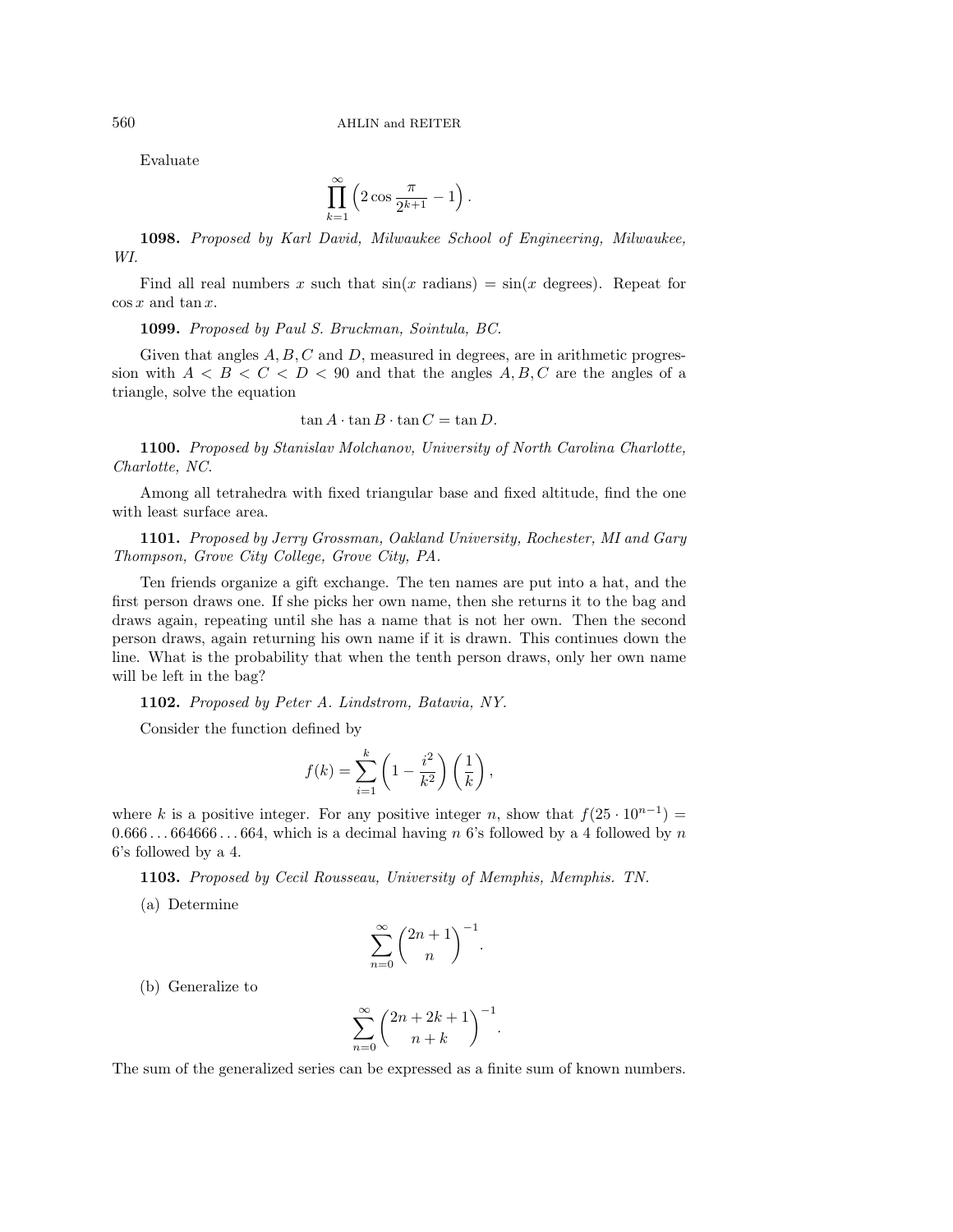Evaluate

$$\prod_{k=1}^{\infty}\left(2\cos\frac{\pi}{2^{k+1}}-1\right).$$

**1098.** *Proposed by Karl David, Milwaukee School of Engineering, Milwaukee, WI.*

Find all real numbers $x$ such that $\sin(x \text{ radians}) = \sin(x \text{ degrees})$. Repeat for $\cos x$ and $\tan x$.

**1099.** *Proposed by Paul S. Bruckman, Sointula, BC.*

Given that angles $A, B, C$ and $D$, measured in degrees, are in arithmetic progression with $A < B < C < D < 90$ and that the angles $A, B, C$ are the angles of a triangle, solve the equation

$$\tan A \cdot \tan B \cdot \tan C = \tan D.$$

**1100.** *Proposed by Stanislav Molchanov, University of North Carolina Charlotte, Charlotte, NC.*

Among all tetrahedra with fixed triangular base and fixed altitude, find the one with least surface area.

**1101.** *Proposed by Jerry Grossman, Oakland University, Rochester, MI and Gary Thompson, Grove City College, Grove City, PA.*

Ten friends organize a gift exchange. The ten names are put into a hat, and the first person draws one. If she picks her own name, then she returns it to the bag and draws again, repeating until she has a name that is not her own. Then the second person draws, again returning his own name if it is drawn. This continues down the line. What is the probability that when the tenth person draws, only her own name will be left in the bag?

**1102.** *Proposed by Peter A. Lindstrom, Batavia, NY.*

Consider the function defined by

$$f(k)=\sum_{i=1}^{k}\left(1-\frac{i^2}{k^2}\right)\left(\frac{1}{k}\right),$$

where $k$ is a positive integer. For any positive integer $n$, show that $f(25\cdot 10^{n-1}) = 0.666\ldots664666\ldots664$, which is a decimal having $n$ 6's followed by a 4 followed by $n$ 6's followed by a 4.

**1103.** *Proposed by Cecil Rousseau, University of Memphis, Memphis. TN.*

(a) Determine

$$\sum_{n=0}^{\infty}\binom{2n+1}{n}^{-1}.$$

(b) Generalize to

$$\sum_{n=0}^{\infty}\binom{2n+2k+1}{n+k}^{-1}.$$

The sum of the generalized series can be expressed as a finite sum of known numbers.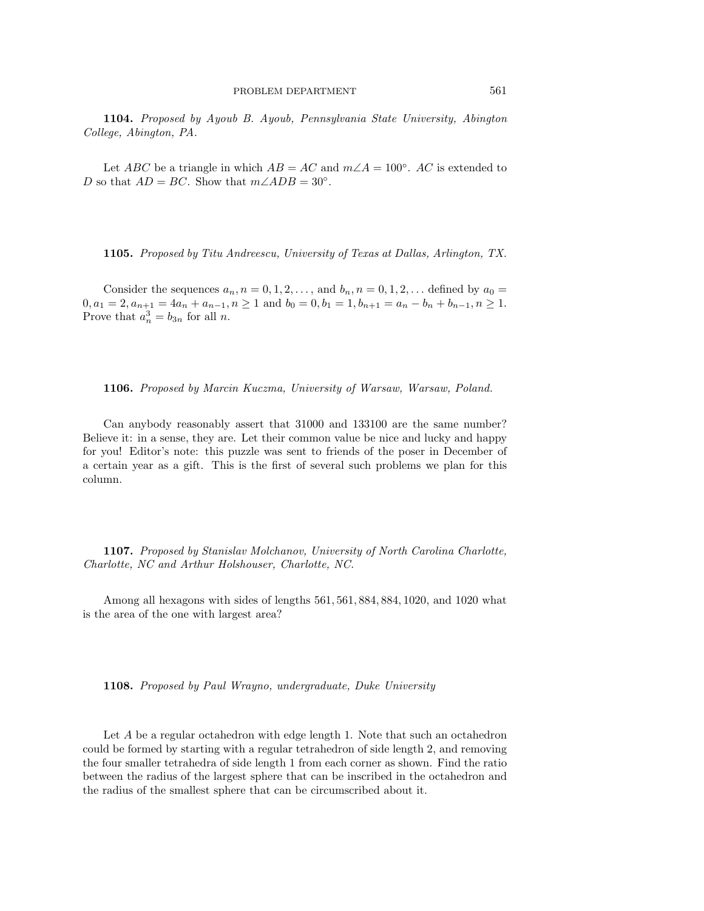**1104.** *Proposed by Ayoub B. Ayoub, Pennsylvania State University, Abington College, Abington, PA.*

Let $ABC$ be a triangle in which $AB = AC$ and $m\angle A = 100^\circ$. $AC$ is extended to $D$ so that $AD = BC$. Show that $m\angle ADB = 30^\circ$.

**1105.** *Proposed by Titu Andreescu, University of Texas at Dallas, Arlington, TX.*

Consider the sequences $a_n, n = 0, 1, 2, \ldots$, and $b_n, n = 0, 1, 2, \ldots$ defined by $a_0 = 0, a_1 = 2, a_{n+1} = 4a_n + a_{n-1}, n \geq 1$ and $b_0 = 0, b_1 = 1, b_{n+1} = a_n - b_n + b_{n-1}, n \geq 1$. Prove that $a_n^3 = b_{3n}$ for all $n$.

**1106.** *Proposed by Marcin Kuczma, University of Warsaw, Warsaw, Poland.*

Can anybody reasonably assert that 31000 and 133100 are the same number? Believe it: in a sense, they are. Let their common value be nice and lucky and happy for you! Editor's note: this puzzle was sent to friends of the poser in December of a certain year as a gift. This is the first of several such problems we plan for this column.

**1107.** *Proposed by Stanislav Molchanov, University of North Carolina Charlotte, Charlotte, NC and Arthur Holshouser, Charlotte, NC.*

Among all hexagons with sides of lengths 561, 561, 884, 884, 1020, and 1020 what is the area of the one with largest area?

**1108.** *Proposed by Paul Wrayno, undergraduate, Duke University*

Let $A$ be a regular octahedron with edge length 1. Note that such an octahedron could be formed by starting with a regular tetrahedron of side length 2, and removing the four smaller tetrahedra of side length 1 from each corner as shown. Find the ratio between the radius of the largest sphere that can be inscribed in the octahedron and the radius of the smallest sphere that can be circumscribed about it.